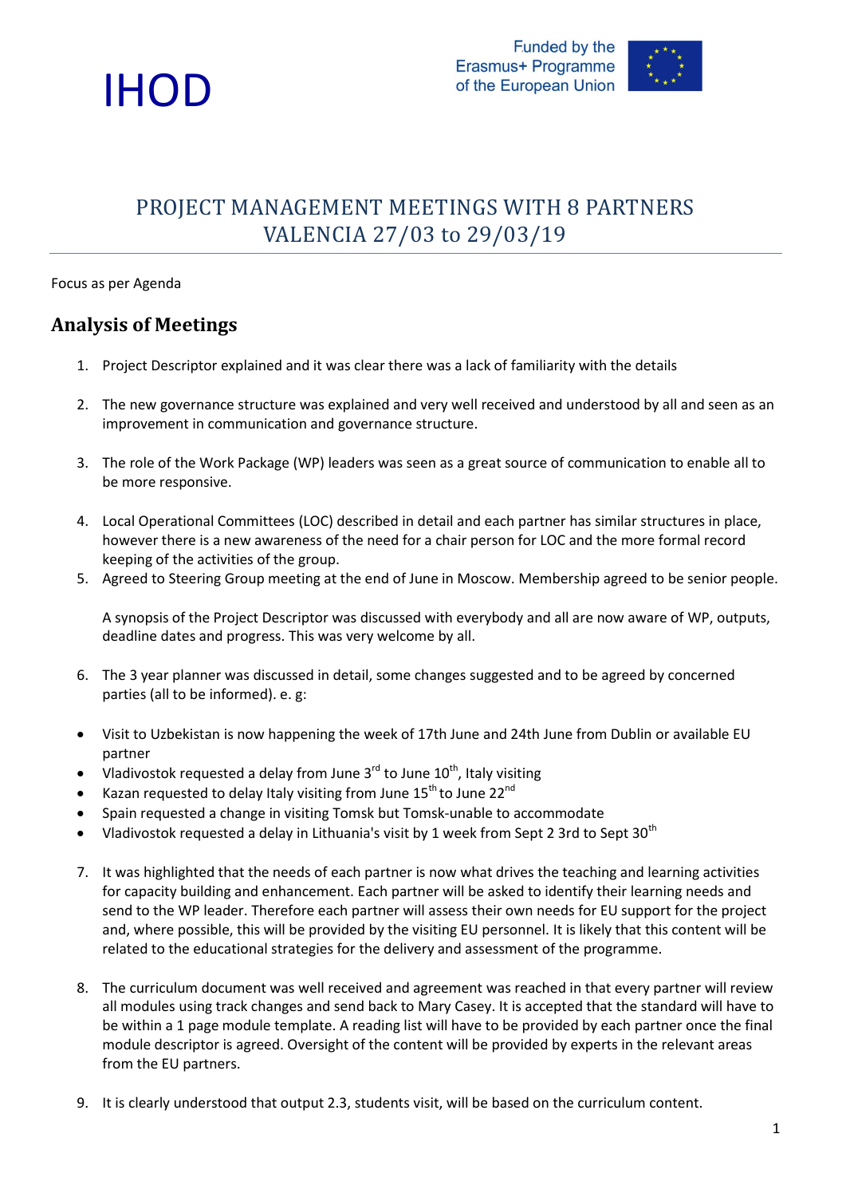IHOD

Funded by the Erasmus+ Programme of the European Union

# PROJECT MANAGEMENT MEETINGS WITH 8 PARTNERS VALENCIA 27/03 to 29/03/19

Focus as per Agenda

## Analysis of Meetings

1. Project Descriptor explained and it was clear there was a lack of familiarity with the details

2. The new governance structure was explained and very well received and understood by all and seen as an improvement in communication and governance structure.

3. The role of the Work Package (WP) leaders was seen as a great source of communication to enable all to be more responsive.

4. Local Operational Committees (LOC) described in detail and each partner has similar structures in place, however there is a new awareness of the need for a chair person for LOC and the more formal record keeping of the activities of the group.
5. Agreed to Steering Group meeting at the end of June in Moscow. Membership agreed to be senior people.

   A synopsis of the Project Descriptor was discussed with everybody and all are now aware of WP, outputs, deadline dates and progress. This was very welcome by all.

6. The 3 year planner was discussed in detail, some changes suggested and to be agreed by concerned parties (all to be informed). e. g:

- Visit to Uzbekistan is now happening the week of 17th June and 24th June from Dublin or available EU partner
- Vladivostok requested a delay from June 3rd to June 10th, Italy visiting
- Kazan requested to delay Italy visiting from June 15th to June 22nd
- Spain requested a change in visiting Tomsk but Tomsk-unable to accommodate
- Vladivostok requested a delay in Lithuania's visit by 1 week from Sept 2 3rd to Sept 30th

7. It was highlighted that the needs of each partner is now what drives the teaching and learning activities for capacity building and enhancement. Each partner will be asked to identify their learning needs and send to the WP leader. Therefore each partner will assess their own needs for EU support for the project and, where possible, this will be provided by the visiting EU personnel. It is likely that this content will be related to the educational strategies for the delivery and assessment of the programme.

8. The curriculum document was well received and agreement was reached in that every partner will review all modules using track changes and send back to Mary Casey. It is accepted that the standard will have to be within a 1 page module template. A reading list will have to be provided by each partner once the final module descriptor is agreed. Oversight of the content will be provided by experts in the relevant areas from the EU partners.

9. It is clearly understood that output 2.3, students visit, will be based on the curriculum content.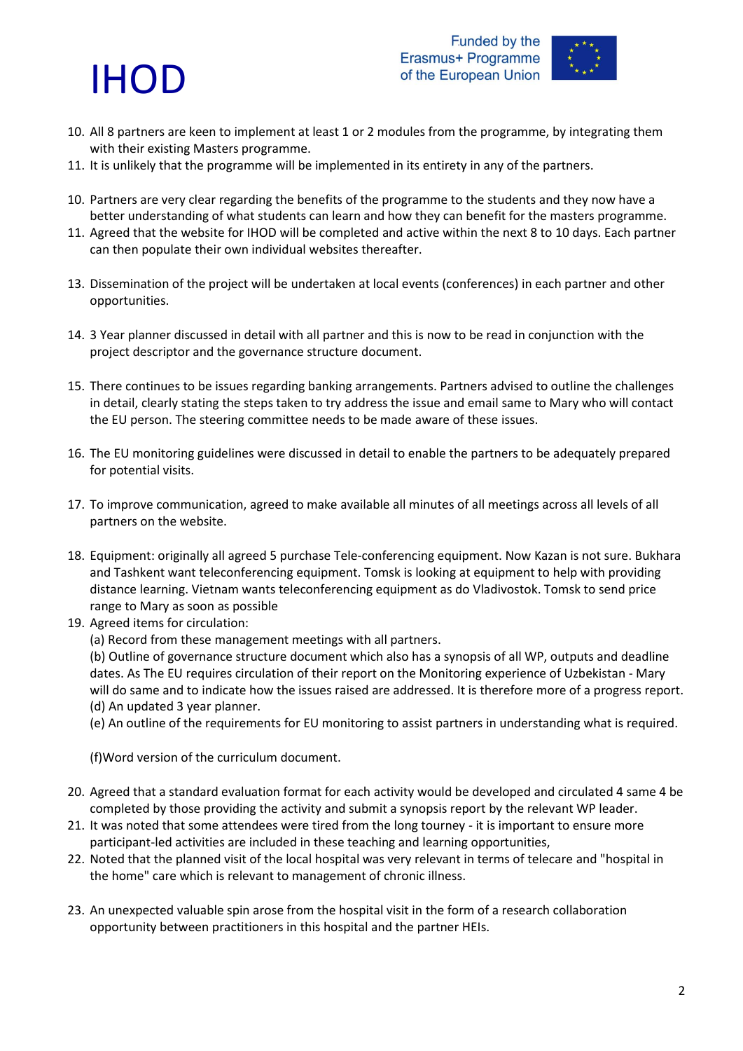10. All 8 partners are keen to implement at least 1 or 2 modules from the programme, by integrating them with their existing Masters programme.
11. It is unlikely that the programme will be implemented in its entirety in any of the partners.

10. Partners are very clear regarding the benefits of the programme to the students and they now have a better understanding of what students can learn and how they can benefit for the masters programme.
11. Agreed that the website for IHOD will be completed and active within the next 8 to 10 days. Each partner can then populate their own individual websites thereafter.

13. Dissemination of the project will be undertaken at local events (conferences) in each partner and other opportunities.

14. 3 Year planner discussed in detail with all partner and this is now to be read in conjunction with the project descriptor and the governance structure document.

15. There continues to be issues regarding banking arrangements. Partners advised to outline the challenges in detail, clearly stating the steps taken to try address the issue and email same to Mary who will contact the EU person. The steering committee needs to be made aware of these issues.

16. The EU monitoring guidelines were discussed in detail to enable the partners to be adequately prepared for potential visits.

17. To improve communication, agreed to make available all minutes of all meetings across all levels of all partners on the website.

18. Equipment: originally all agreed 5 purchase Tele-conferencing equipment. Now Kazan is not sure. Bukhara and Tashkent want teleconferencing equipment. Tomsk is looking at equipment to help with providing distance learning. Vietnam wants teleconferencing equipment as do Vladivostok. Tomsk to send price range to Mary as soon as possible
19. Agreed items for circulation:
    (a) Record from these management meetings with all partners.
    (b) Outline of governance structure document which also has a synopsis of all WP, outputs and deadline dates. As The EU requires circulation of their report on the Monitoring experience of Uzbekistan - Mary will do same and to indicate how the issues raised are addressed. It is therefore more of a progress report.
    (d) An updated 3 year planner.
    (e) An outline of the requirements for EU monitoring to assist partners in understanding what is required.

    (f)Word version of the curriculum document.

20. Agreed that a standard evaluation format for each activity would be developed and circulated 4 same 4 be completed by those providing the activity and submit a synopsis report by the relevant WP leader.
21. It was noted that some attendees were tired from the long tourney - it is important to ensure more participant-led activities are included in these teaching and learning opportunities,
22. Noted that the planned visit of the local hospital was very relevant in terms of telecare and "hospital in the home" care which is relevant to management of chronic illness.

23. An unexpected valuable spin arose from the hospital visit in the form of a research collaboration opportunity between practitioners in this hospital and the partner HEIs.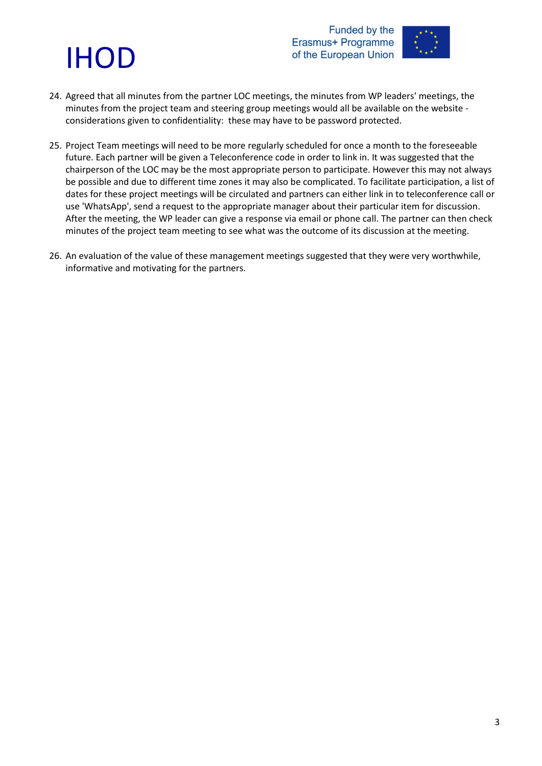24. Agreed that all minutes from the partner LOC meetings, the minutes from WP leaders' meetings, the minutes from the project team and steering group meetings would all be available on the website - considerations given to confidentiality: these may have to be password protected.

25. Project Team meetings will need to be more regularly scheduled for once a month to the foreseeable future. Each partner will be given a Teleconference code in order to link in. It was suggested that the chairperson of the LOC may be the most appropriate person to participate. However this may not always be possible and due to different time zones it may also be complicated. To facilitate participation, a list of dates for these project meetings will be circulated and partners can either link in to teleconference call or use 'WhatsApp', send a request to the appropriate manager about their particular item for discussion. After the meeting, the WP leader can give a response via email or phone call. The partner can then check minutes of the project team meeting to see what was the outcome of its discussion at the meeting.

26. An evaluation of the value of these management meetings suggested that they were very worthwhile, informative and motivating for the partners.